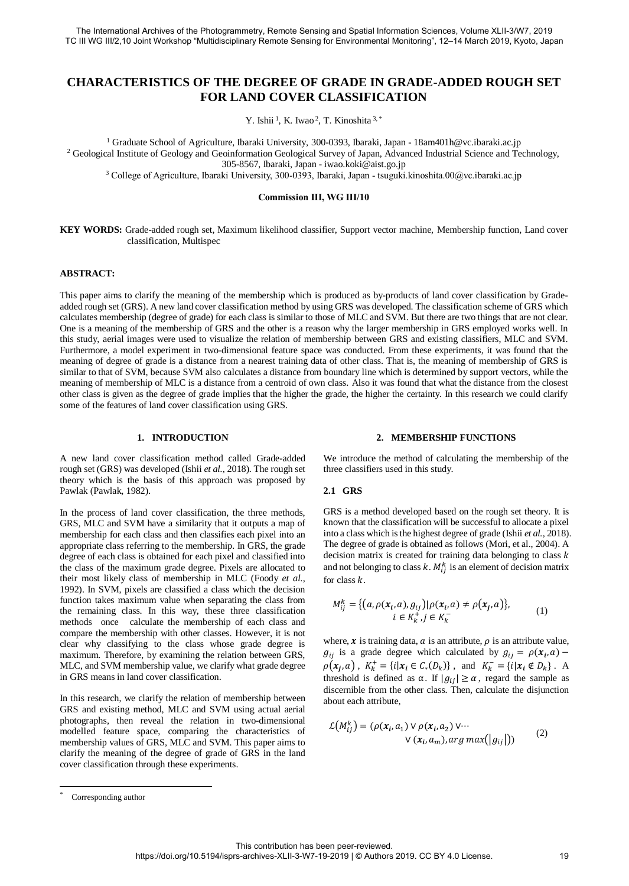# CHARACTERISTICS OF THE DEGREE OF GRADE IN GRADE-ADDED ROUGH SET FOR LAND COVER CLASSIFICATION

Y. Ishii [1], K. Iwao [2], T. Kinoshita [3,*]

[1] Graduate School of Agriculture, Ibaraki University, 300-0393, Ibaraki, Japan - 18am401h@vc.ibaraki.ac.jp
[2] Geological Institute of Geology and Geoinformation Geological Survey of Japan, Advanced Industrial Science and Technology, 305-8567, Ibaraki, Japan - iwao.koki@aist.go.jp
[3] College of Agriculture, Ibaraki University, 300-0393, Ibaraki, Japan - tsuguki.kinoshita.00@vc.ibaraki.ac.jp

**Commission III, WG III/10**

**KEY WORDS:** Grade-added rough set, Maximum likelihood classifier, Support vector machine, Membership function, Land cover classification, Multispec

## ABSTRACT:

This paper aims to clarify the meaning of the membership which is produced as by-products of land cover classification by Grade-added rough set (GRS). A new land cover classification method by using GRS was developed. The classification scheme of GRS which calculates membership (degree of grade) for each class is similar to those of MLC and SVM. But there are two things that are not clear. One is a meaning of the membership of GRS and the other is a reason why the larger membership in GRS employed works well. In this study, aerial images were used to visualize the relation of membership between GRS and existing classifiers, MLC and SVM. Furthermore, a model experiment in two-dimensional feature space was conducted. From these experiments, it was found that the meaning of degree of grade is a distance from a nearest training data of other class. That is, the meaning of membership of GRS is similar to that of SVM, because SVM also calculates a distance from boundary line which is determined by support vectors, while the meaning of membership of MLC is a distance from a centroid of own class. Also it was found that what the distance from the closest other class is given as the degree of grade implies that the higher the grade, the higher the certainty. In this research we could clarify some of the features of land cover classification using GRS.

## 1. INTRODUCTION

A new land cover classification method called Grade-added rough set (GRS) was developed (Ishii *et al.*, 2018). The rough set theory which is the basis of this approach was proposed by Pawlak (Pawlak, 1982).

In the process of land cover classification, the three methods, GRS, MLC and SVM have a similarity that it outputs a map of membership for each class and then classifies each pixel into an appropriate class referring to the membership. In GRS, the grade degree of each class is obtained for each pixel and classified into the class of the maximum grade degree. Pixels are allocated to their most likely class of membership in MLC (Foody *et al.*, 1992). In SVM, pixels are classified a class which the decision function takes maximum value when separating the class from the remaining class. In this way, these three classification methods once calculate the membership of each class and compare the membership with other classes. However, it is not clear why classifying to the class whose grade degree is maximum. Therefore, by examining the relation between GRS, MLC, and SVM membership value, we clarify what grade degree in GRS means in land cover classification.

In this research, we clarify the relation of membership between GRS and existing method, MLC and SVM using actual aerial photographs, then reveal the relation in two-dimensional modelled feature space, comparing the characteristics of membership values of GRS, MLC and SVM. This paper aims to clarify the meaning of the degree of grade of GRS in the land cover classification through these experiments.

## 2. MEMBERSHIP FUNCTIONS

We introduce the method of calculating the membership of the three classifiers used in this study.

### 2.1 GRS

GRS is a method developed based on the rough set theory. It is known that the classification will be successful to allocate a pixel into a class which is the highest degree of grade (Ishii *et al.*, 2018). The degree of grade is obtained as follows (Mori, et al., 2004). A decision matrix is created for training data belonging to class $k$ and not belonging to class $k$. $M_{ij}^k$ is an element of decision matrix for class $k$.

$$M_{ij}^k = \{(a, \rho(\boldsymbol{x_i}, a), g_{ij}) | \rho(\boldsymbol{x_i}, a) \neq \rho(\boldsymbol{x_j}, a)\}, \quad i \in K_k^+, j \in K_k^- \tag{1}$$

where, $\boldsymbol{x}$ is training data, $a$ is an attribute, $\rho$ is an attribute value, $g_{ij}$ is a grade degree which calculated by $g_{ij} = \rho(\boldsymbol{x_i}, a) - \rho(\boldsymbol{x_j}, a)$, $K_k^+ = \{i | \boldsymbol{x_i} \in C_*(D_k)\}$, and $K_k^- = \{i | \boldsymbol{x_i} \notin D_k\}$. A threshold is defined as $\alpha$. If $|g_{ij}| \geq \alpha$, regard the sample as discernible from the other class. Then, calculate the disjunction about each attribute,

$$\mathcal{L}(M_{ij}^k) = (\rho(\boldsymbol{x_i}, a_1) \vee \rho(\boldsymbol{x_i}, a_2) \vee \cdots \vee (\boldsymbol{x_i}, a_m), arg\,max(|g_{ij}|)) \tag{2}$$

[*] Corresponding author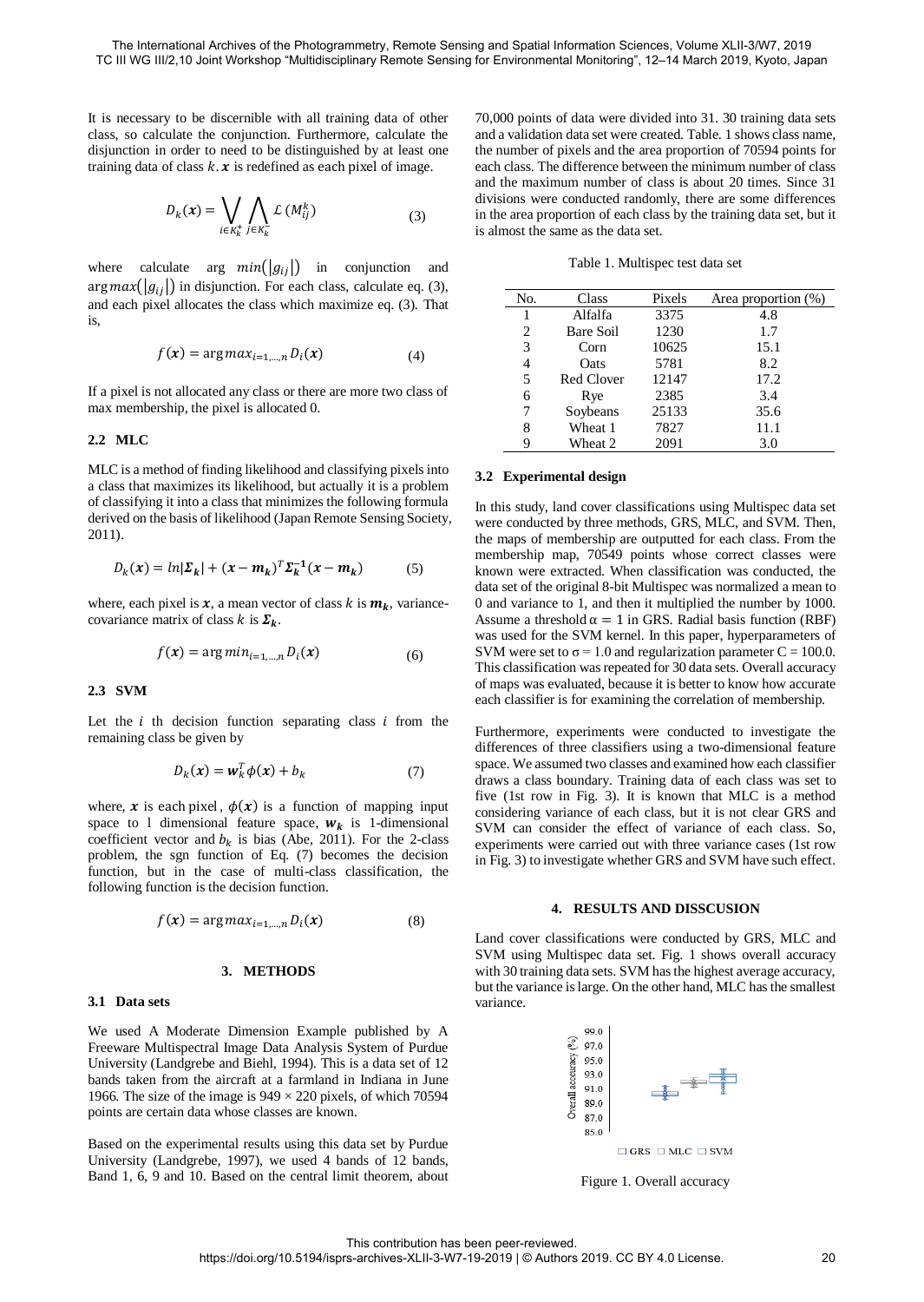It is necessary to be discernible with all training data of other class, so calculate the conjunction. Furthermore, calculate the disjunction in order to need to be distinguished by at least one training data of class $k$. $\boldsymbol{x}$ is redefined as each pixel of image.

$$D_k(\boldsymbol{x}) = \bigvee_{i \in K_k^+} \bigwedge_{j \in K_k^-} \mathcal{L}\,(M_{ij}^k) \tag{3}$$

where calculate $\arg\ min(|g_{ij}|)$ in conjunction and $\arg max(|g_{ij}|)$ in disjunction. For each class, calculate eq. (3), and each pixel allocates the class which maximize eq. (3). That is,

$$f(\boldsymbol{x}) = \arg max_{i=1,\dots,n} D_i(\boldsymbol{x}) \tag{4}$$

If a pixel is not allocated any class or there are more two class of max membership, the pixel is allocated 0.

## 2.2 MLC

MLC is a method of finding likelihood and classifying pixels into a class that maximizes its likelihood, but actually it is a problem of classifying it into a class that minimizes the following formula derived on the basis of likelihood (Japan Remote Sensing Society, 2011).

$$D_k(\boldsymbol{x}) = ln|\boldsymbol{\Sigma_k}| + (\boldsymbol{x} - \boldsymbol{m_k})^T \boldsymbol{\Sigma_k^{-1}} (\boldsymbol{x} - \boldsymbol{m_k}) \tag{5}$$

where, each pixel is $\boldsymbol{x}$, a mean vector of class $k$ is $\boldsymbol{m_k}$, variance-covariance matrix of class $k$ is $\boldsymbol{\Sigma_k}$.

$$f(\boldsymbol{x}) = \arg min_{i=1,\dots,n} D_i(\boldsymbol{x}) \tag{6}$$

## 2.3 SVM

Let the $i$ th decision function separating class $i$ from the remaining class be given by

$$D_k(\boldsymbol{x}) = \boldsymbol{w}_k^T \phi(\boldsymbol{x}) + b_k \tag{7}$$

where, $\boldsymbol{x}$ is each pixel, $\phi(\boldsymbol{x})$ is a function of mapping input space to l dimensional feature space, $\boldsymbol{w_k}$ is 1-dimensional coefficient vector and $b_k$ is bias (Abe, 2011). For the 2-class problem, the sgn function of Eq. (7) becomes the decision function, but in the case of multi-class classification, the following function is the decision function.

$$f(\boldsymbol{x}) = \arg max_{i=1,\dots,n} D_i(\boldsymbol{x}) \tag{8}$$

# 3. METHODS

## 3.1 Data sets

We used A Moderate Dimension Example published by A Freeware Multispectral Image Data Analysis System of Purdue University (Landgrebe and Biehl, 1994). This is a data set of 12 bands taken from the aircraft at a farmland in Indiana in June 1966. The size of the image is $949 \times 220$ pixels, of which 70594 points are certain data whose classes are known.

Based on the experimental results using this data set by Purdue University (Landgrebe, 1997), we used 4 bands of 12 bands, Band 1, 6, 9 and 10. Based on the central limit theorem, about 70,000 points of data were divided into 31. 30 training data sets and a validation data set were created. Table. 1 shows class name, the number of pixels and the area proportion of 70594 points for each class. The difference between the minimum number of class and the maximum number of class is about 20 times. Since 31 divisions were conducted randomly, there are some differences in the area proportion of each class by the training data set, but it is almost the same as the data set.

Table 1. Multispec test data set

| No. | Class | Pixels | Area proportion (%) |
|---|---|---|---|
| 1 | Alfalfa | 3375 | 4.8 |
| 2 | Bare Soil | 1230 | 1.7 |
| 3 | Corn | 10625 | 15.1 |
| 4 | Oats | 5781 | 8.2 |
| 5 | Red Clover | 12147 | 17.2 |
| 6 | Rye | 2385 | 3.4 |
| 7 | Soybeans | 25133 | 35.6 |
| 8 | Wheat 1 | 7827 | 11.1 |
| 9 | Wheat 2 | 2091 | 3.0 |

## 3.2 Experimental design

In this study, land cover classifications using Multispec data set were conducted by three methods, GRS, MLC, and SVM. Then, the maps of membership are outputted for each class. From the membership map, 70549 points whose correct classes were known were extracted. When classification was conducted, the data set of the original 8-bit Multispec was normalized a mean to 0 and variance to 1, and then it multiplied the number by 1000. Assume a threshold $\alpha = 1$ in GRS. Radial basis function (RBF) was used for the SVM kernel. In this paper, hyperparameters of SVM were set to $\sigma = 1.0$ and regularization parameter $C = 100.0$. This classification was repeated for 30 data sets. Overall accuracy of maps was evaluated, because it is better to know how accurate each classifier is for examining the correlation of membership.

Furthermore, experiments were conducted to investigate the differences of three classifiers using a two-dimensional feature space. We assumed two classes and examined how each classifier draws a class boundary. Training data of each class was set to five (1st row in Fig. 3). It is known that MLC is a method considering variance of each class, but it is not clear GRS and SVM can consider the effect of variance of each class. So, experiments were carried out with three variance cases (1st row in Fig. 3) to investigate whether GRS and SVM have such effect.

# 4. RESULTS AND DISSCUSION

Land cover classifications were conducted by GRS, MLC and SVM using Multispec data set. Fig. 1 shows overall accuracy with 30 training data sets. SVM has the highest average accuracy, but the variance is large. On the other hand, MLC has the smallest variance.

Overall accuracy (%)
99.0
97.0
95.0
93.0
91.0
89.0
87.0
85.0
GRS MLC SVM

Figure 1. Overall accuracy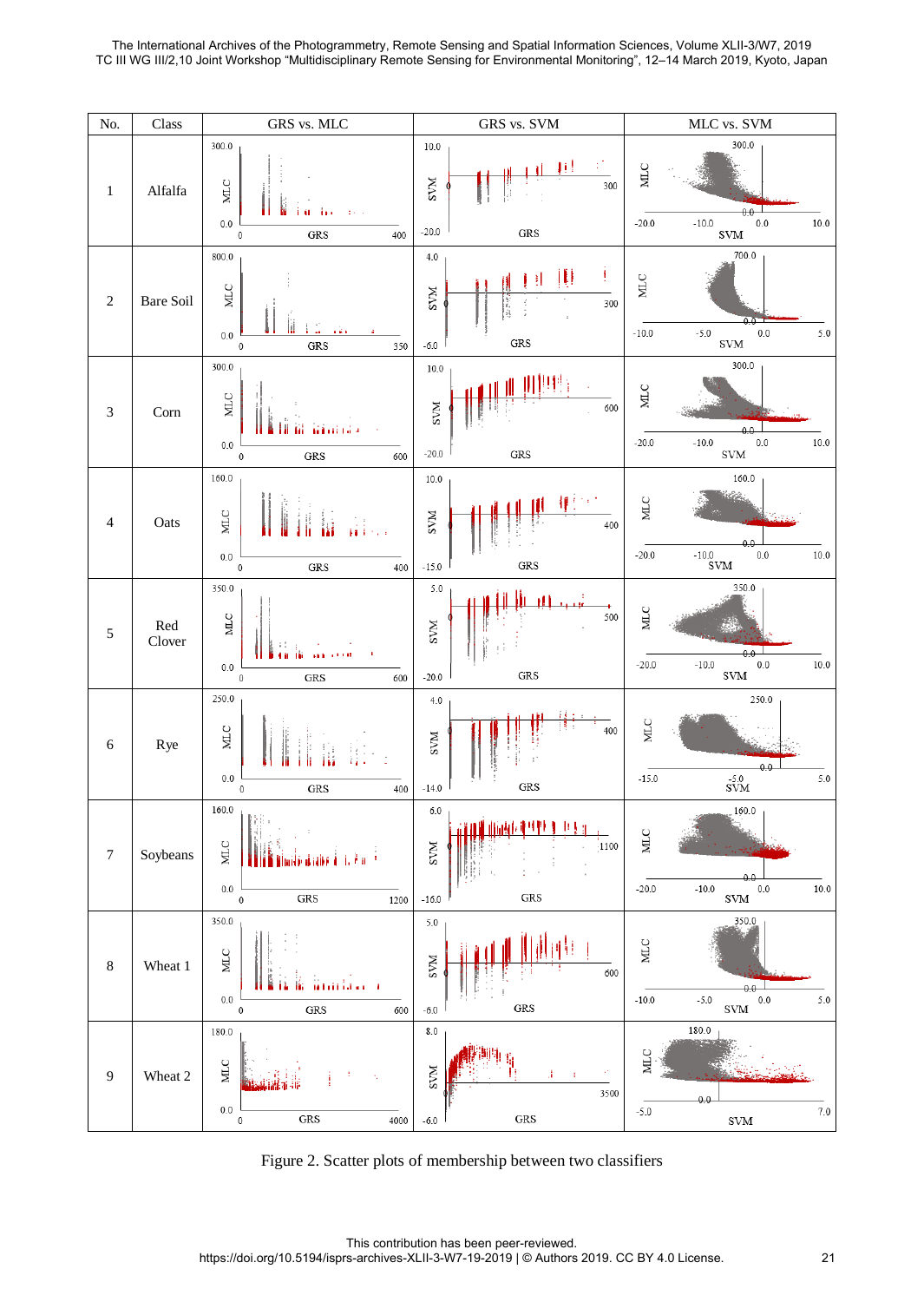| No. | Class | GRS vs. MLC | GRS vs. SVM | MLC vs. SVM |
|---|---|---|---|---|
| 1 | Alfalfa | 300.0 MLC 0.0 0 GRS 400 | 10.0 SVM 0 300 -20.0 GRS | 300.0 MLC 0.0 -20.0 -10.0 0.0 10.0 SVM |
| 2 | Bare Soil | 800.0 MLC 0.0 0 GRS 350 | 4.0 SVM 0 300 -6.0 GRS | 700.0 MLC 0.0 -10.0 -5.0 0.0 5.0 SVM |
| 3 | Corn | 300.0 MLC 0.0 0 GRS 600 | 10.0 SVM 0 600 -20.0 GRS | 300.0 MLC 0.0 -20.0 -10.0 0.0 10.0 SVM |
| 4 | Oats | 160.0 MLC 0.0 0 GRS 400 | 10.0 SVM 0 400 -15.0 GRS | 160.0 MLC 0.0 -20.0 -10.0 0.0 10.0 SVM |
| 5 | Red Clover | 350.0 MLC 0.0 0 GRS 600 | 5.0 SVM 0 500 -20.0 GRS | 350.0 MLC 0.0 -20.0 -10.0 0.0 10.0 SVM |
| 6 | Rye | 250.0 MLC 0.0 0 GRS 400 | 4.0 SVM 0 400 -14.0 GRS | 250.0 MLC 0.0 -15.0 -5.0 5.0 SVM |
| 7 | Soybeans | 160.0 MLC 0.0 0 GRS 1200 | 6.0 SVM 0 1100 -16.0 GRS | 160.0 MLC 0.0 -20.0 -10.0 0.0 10.0 SVM |
| 8 | Wheat 1 | 350.0 MLC 0.0 0 GRS 600 | 5.0 SVM 0 600 -6.0 GRS | 350.0 MLC 0.0 -10.0 -5.0 0.0 5.0 SVM |
| 9 | Wheat 2 | 180.0 MLC 0.0 0 GRS 4000 | 8.0 SVM 0 3500 -6.0 GRS | 180.0 MLC 0.0 -5.0 7.0 SVM |

Figure 2. Scatter plots of membership between two classifiers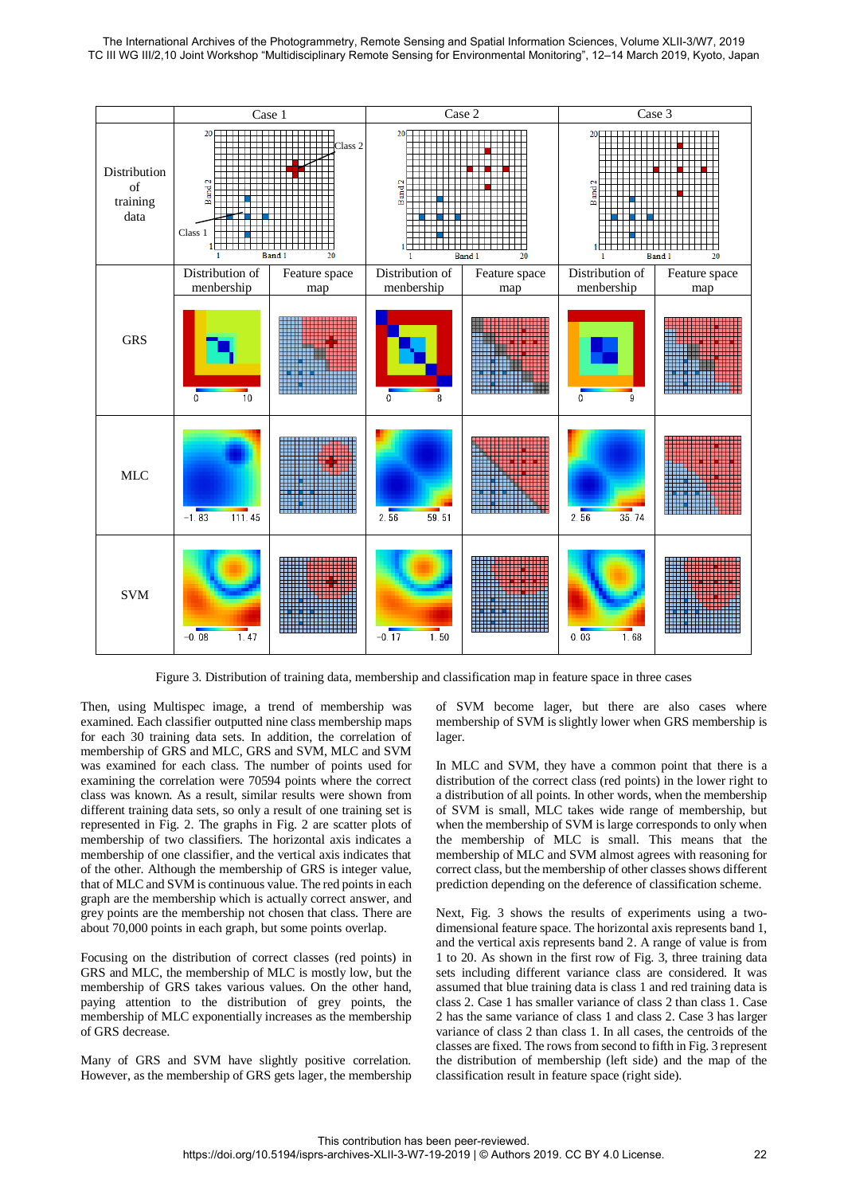Case 1

Case 2

Case 3

Distribution of training data

Class 2

Class 1

Band 2

Band 1

1

20

Distribution of membership

Feature space map

GRS

0 10

0 8

0 9

MLC

-1.83 111.45

2.56 59.51

2.56 35.74

SVM

-0.08 1.47

-0.17 1.50

0.03 1.68

Figure 3. Distribution of training data, membership and classification map in feature space in three cases

Then, using Multispec image, a trend of membership was examined. Each classifier outputted nine class membership maps for each 30 training data sets. In addition, the correlation of membership of GRS and MLC, GRS and SVM, MLC and SVM was examined for each class. The number of points used for examining the correlation were 70594 points where the correct class was known. As a result, similar results were shown from different training data sets, so only a result of one training set is represented in Fig. 2. The graphs in Fig. 2 are scatter plots of membership of two classifiers. The horizontal axis indicates a membership of one classifier, and the vertical axis indicates that of the other. Although the membership of GRS is integer value, that of MLC and SVM is continuous value. The red points in each graph are the membership which is actually correct answer, and grey points are the membership not chosen that class. There are about 70,000 points in each graph, but some points overlap.

Focusing on the distribution of correct classes (red points) in GRS and MLC, the membership of MLC is mostly low, but the membership of GRS takes various values. On the other hand, paying attention to the distribution of grey points, the membership of MLC exponentially increases as the membership of GRS decrease.

Many of GRS and SVM have slightly positive correlation. However, as the membership of GRS gets lager, the membership of SVM become lager, but there are also cases where membership of SVM is slightly lower when GRS membership is lager.

In MLC and SVM, they have a common point that there is a distribution of the correct class (red points) in the lower right to a distribution of all points. In other words, when the membership of SVM is small, MLC takes wide range of membership, but when the membership of SVM is large corresponds to only when the membership of MLC is small. This means that the membership of MLC and SVM almost agrees with reasoning for correct class, but the membership of other classes shows different prediction depending on the deference of classification scheme.

Next, Fig. 3 shows the results of experiments using a two-dimensional feature space. The horizontal axis represents band 1, and the vertical axis represents band 2. A range of value is from 1 to 20. As shown in the first row of Fig. 3, three training data sets including different variance class are considered. It was assumed that blue training data is class 1 and red training data is class 2. Case 1 has smaller variance of class 2 than class 1. Case 2 has the same variance of class 1 and class 2. Case 3 has larger variance of class 2 than class 1. In all cases, the centroids of the classes are fixed. The rows from second to fifth in Fig. 3 represent the distribution of membership (left side) and the map of the classification result in feature space (right side).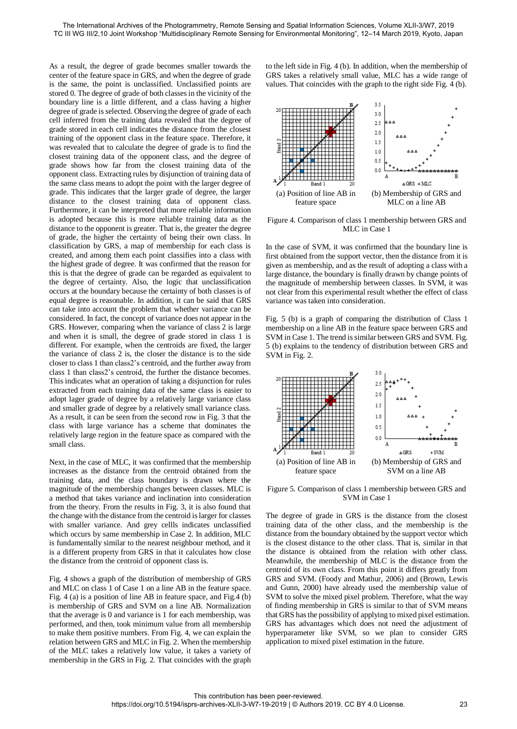As a result, the degree of grade becomes smaller towards the center of the feature space in GRS, and when the degree of grade is the same, the point is unclassified. Unclassified points are stored 0. The degree of grade of both classes in the vicinity of the boundary line is a little different, and a class having a higher degree of grade is selected. Observing the degree of grade of each cell inferred from the training data revealed that the degree of grade stored in each cell indicates the distance from the closest training of the opponent class in the feature space. Therefore, it was revealed that to calculate the degree of grade is to find the closest training data of the opponent class, and the degree of grade shows how far from the closest training data of the opponent class. Extracting rules by disjunction of training data of the same class means to adopt the point with the larger degree of grade. This indicates that the larger grade of degree, the larger distance to the closest training data of opponent class. Furthermore, it can be interpreted that more reliable information is adopted because this is more reliable training data as the distance to the opponent is greater. That is, the greater the degree of grade, the higher the certainty of being their own class. In classification by GRS, a map of membership for each class is created, and among them each point classifies into a class with the highest grade of degree. It was confirmed that the reason for this is that the degree of grade can be regarded as equivalent to the degree of certainty. Also, the logic that unclassification occurs at the boundary because the certainty of both classes is of equal degree is reasonable. In addition, it can be said that GRS can take into account the problem that whether variance can be considered. In fact, the concept of variance does not appear in the GRS. However, comparing when the variance of class 2 is large and when it is small, the degree of grade stored in class 1 is different. For example, when the centroids are fixed, the larger the variance of class 2 is, the closer the distance is to the side closer to class 1 than class2's centroid, and the further away from class 1 than class2's centroid, the further the distance becomes. This indicates what an operation of taking a disjunction for rules extracted from each training data of the same class is easier to adopt lager grade of degree by a relatively large variance class and smaller grade of degree by a relatively small variance class. As a result, it can be seen from the second row in Fig. 3 that the class with large variance has a scheme that dominates the relatively large region in the feature space as compared with the small class.

Next, in the case of MLC, it was confirmed that the membership increases as the distance from the centroid obtained from the training data, and the class boundary is drawn where the magnitude of the membership changes between classes. MLC is a method that takes variance and inclination into consideration from the theory. From the results in Fig. 3, it is also found that the change with the distance from the centroid is larger for classes with smaller variance. And grey cellls indicates unclassified which occurs by same membership in Case 2. In addition, MLC is fundamentally similar to the nearest neighbour method, and it is a different property from GRS in that it calculates how close the distance from the centroid of opponent class is.

Fig. 4 shows a graph of the distribution of membership of GRS and MLC on class 1 of Case 1 on a line AB in the feature space. Fig. 4 (a) is a position of line AB in feature space, and Fig.4 (b) is membership of GRS and SVM on a line AB. Normalization that the average is 0 and variance is 1 for each membership, was performed, and then, took minimum value from all membership to make them positive numbers. From Fig. 4, we can explain the relation between GRS and MLC in Fig. 2. When the membership of the MLC takes a relatively low value, it takes a variety of membership in the GRS in Fig. 2. That coincides with the graph to the left side in Fig. 4 (b). In addition, when the membership of GRS takes a relatively small value, MLC has a wide range of values. That coincides with the graph to the right side Fig. 4 (b).

B
20
Band 2
A 1
1 Band 1 20

(a) Position of line AB in feature space

3.5
3.0
2.5
2.0
1.5
1.0
0.5
0.0
A B
△GRS +MLC

(b) Membership of GRS and MLC on a line AB

Figure 4. Comparison of class 1 membership between GRS and MLC in Case 1

In the case of SVM, it was confirmed that the boundary line is first obtained from the support vector, then the distance from it is given as membership, and as the result of adopting a class with a large distance, the boundary is finally drawn by change points of the magnitude of membership between classes. In SVM, it was not clear from this experimental result whether the effect of class variance was taken into consideration.

Fig. 5 (b) is a graph of comparing the distribution of Class 1 membership on a line AB in the feature space between GRS and SVM in Case 1. The trend is similar between GRS and SVM. Fig. 5 (b) explains to the tendency of distribution between GRS and SVM in Fig. 2.

B
20
Band 2
A 1
1 Band 1 20

(a) Position of line AB in feature space

3.0
2.5
2.0
1.5
1.0
0.5
0.0
A B
△GRS +SVM

(b) Membership of GRS and SVM on a line AB

Figure 5. Comparison of class 1 membership between GRS and SVM in Case 1

The degree of grade in GRS is the distance from the closest training data of the other class, and the membership is the distance from the boundary obtained by the support vector which is the closest distance to the other class. That is, similar in that the distance is obtained from the relation with other class. Meanwhile, the membership of MLC is the distance from the centroid of its own class. From this point it differs greatly from GRS and SVM. (Foody and Mathur, 2006) and (Brown, Lewis and Gunn, 2000) have already used the membership value of SVM to solve the mixed pixel problem. Therefore, what the way of finding membership in GRS is similar to that of SVM means that GRS has the possibility of applying to mixed pixel estimation. GRS has advantages which does not need the adjustment of hyperparameter like SVM, so we plan to consider GRS application to mixed pixel estimation in the future.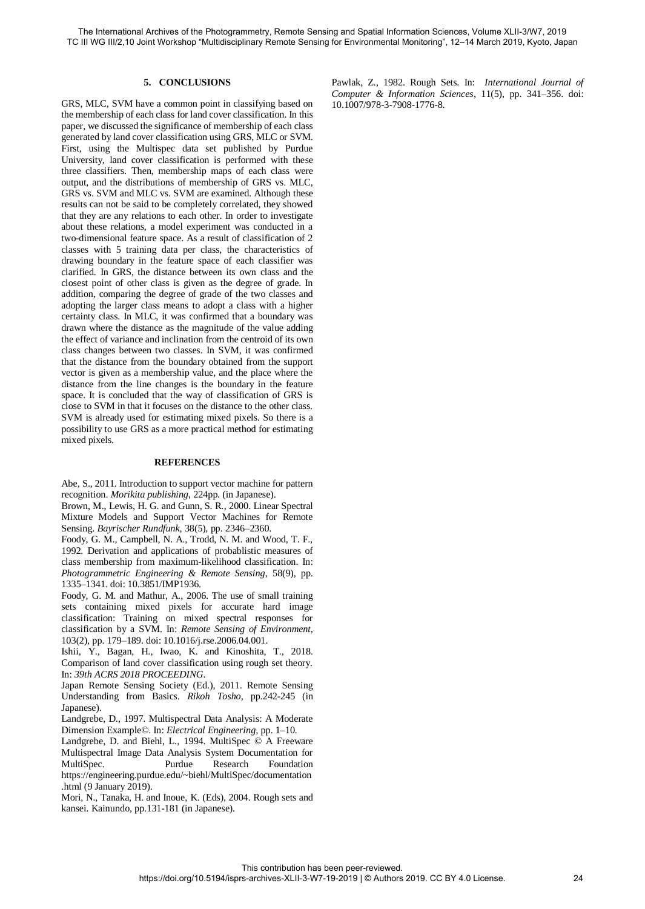## 5. CONCLUSIONS

GRS, MLC, SVM have a common point in classifying based on the membership of each class for land cover classification. In this paper, we discussed the significance of membership of each class generated by land cover classification using GRS, MLC or SVM. First, using the Multispec data set published by Purdue University, land cover classification is performed with these three classifiers. Then, membership maps of each class were output, and the distributions of membership of GRS vs. MLC, GRS vs. SVM and MLC vs. SVM are examined. Although these results can not be said to be completely correlated, they showed that they are any relations to each other. In order to investigate about these relations, a model experiment was conducted in a two-dimensional feature space. As a result of classification of 2 classes with 5 training data per class, the characteristics of drawing boundary in the feature space of each classifier was clarified. In GRS, the distance between its own class and the closest point of other class is given as the degree of grade. In addition, comparing the degree of grade of the two classes and adopting the larger class means to adopt a class with a higher certainty class. In MLC, it was confirmed that a boundary was drawn where the distance as the magnitude of the value adding the effect of variance and inclination from the centroid of its own class changes between two classes. In SVM, it was confirmed that the distance from the boundary obtained from the support vector is given as a membership value, and the place where the distance from the line changes is the boundary in the feature space. It is concluded that the way of classification of GRS is close to SVM in that it focuses on the distance to the other class. SVM is already used for estimating mixed pixels. So there is a possibility to use GRS as a more practical method for estimating mixed pixels.

## REFERENCES

Abe, S., 2011. Introduction to support vector machine for pattern recognition. *Morikita publishing*, 224pp. (in Japanese).

Brown, M., Lewis, H. G. and Gunn, S. R., 2000. Linear Spectral Mixture Models and Support Vector Machines for Remote Sensing. *Bayrischer Rundfunk*, 38(5), pp. 2346–2360.

Foody, G. M., Campbell, N. A., Trodd, N. M. and Wood, T. F., 1992. Derivation and applications of probablistic measures of class membership from maximum-likelihood classification. In: *Photogrammetric Engineering & Remote Sensing*, 58(9), pp. 1335–1341. doi: 10.3851/IMP1936.

Foody, G. M. and Mathur, A., 2006. The use of small training sets containing mixed pixels for accurate hard image classification: Training on mixed spectral responses for classification by a SVM. In: *Remote Sensing of Environment*, 103(2), pp. 179–189. doi: 10.1016/j.rse.2006.04.001.

Ishii, Y., Bagan, H., Iwao, K. and Kinoshita, T., 2018. Comparison of land cover classification using rough set theory. In: *39th ACRS 2018 PROCEEDING*.

Japan Remote Sensing Society (Ed.), 2011. Remote Sensing Understanding from Basics. *Rikoh Tosho,* pp.242-245 (in Japanese).

Landgrebe, D., 1997. Multispectral Data Analysis: A Moderate Dimension Example©. In: *Electrical Engineering*, pp. 1–10.

Landgrebe, D. and Biehl, L., 1994. MultiSpec © A Freeware Multispectral Image Data Analysis System Documentation for MultiSpec. Purdue Research Foundation https://engineering.purdue.edu/~biehl/MultiSpec/documentation.html (9 January 2019).

Mori, N., Tanaka, H. and Inoue, K. (Eds), 2004. Rough sets and kansei. Kainundo, pp.131-181 (in Japanese).

Pawlak, Z., 1982. Rough Sets. In: *International Journal of Computer & Information Sciences*, 11(5), pp. 341–356. doi: 10.1007/978-3-7908-1776-8.